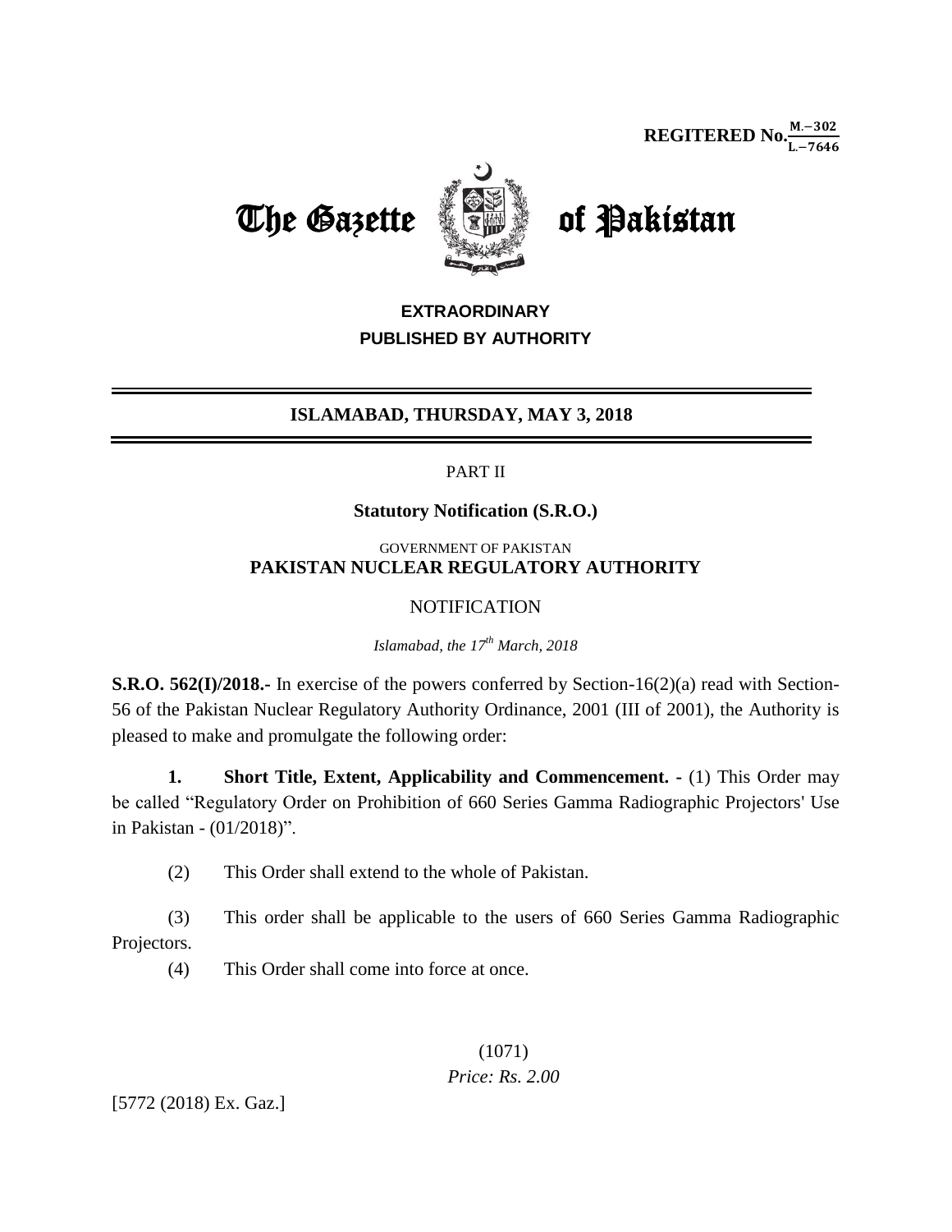**REGITERED No.** $\frac{M.-302}{L.-7646}$

# The Gazette of Pakistan

**EXTRAORDINARY**
**PUBLISHED BY AUTHORITY**

---

**ISLAMABAD, THURSDAY, MAY 3, 2018**

---

PART II

**Statutory Notification (S.R.O.)**

GOVERNMENT OF PAKISTAN
**PAKISTAN NUCLEAR REGULATORY AUTHORITY**

NOTIFICATION

*Islamabad, the 17th March, 2018*

**S.R.O. 562(I)/2018.-** In exercise of the powers conferred by Section-16(2)(a) read with Section-56 of the Pakistan Nuclear Regulatory Authority Ordinance, 2001 (III of 2001), the Authority is pleased to make and promulgate the following order:

**1. Short Title, Extent, Applicability and Commencement. -** (1) This Order may be called "Regulatory Order on Prohibition of 660 Series Gamma Radiographic Projectors' Use in Pakistan - (01/2018)".

(2) This Order shall extend to the whole of Pakistan.

(3) This order shall be applicable to the users of 660 Series Gamma Radiographic Projectors.

(4) This Order shall come into force at once.

(1071)
*Price: Rs. 2.00*

[5772 (2018) Ex. Gaz.]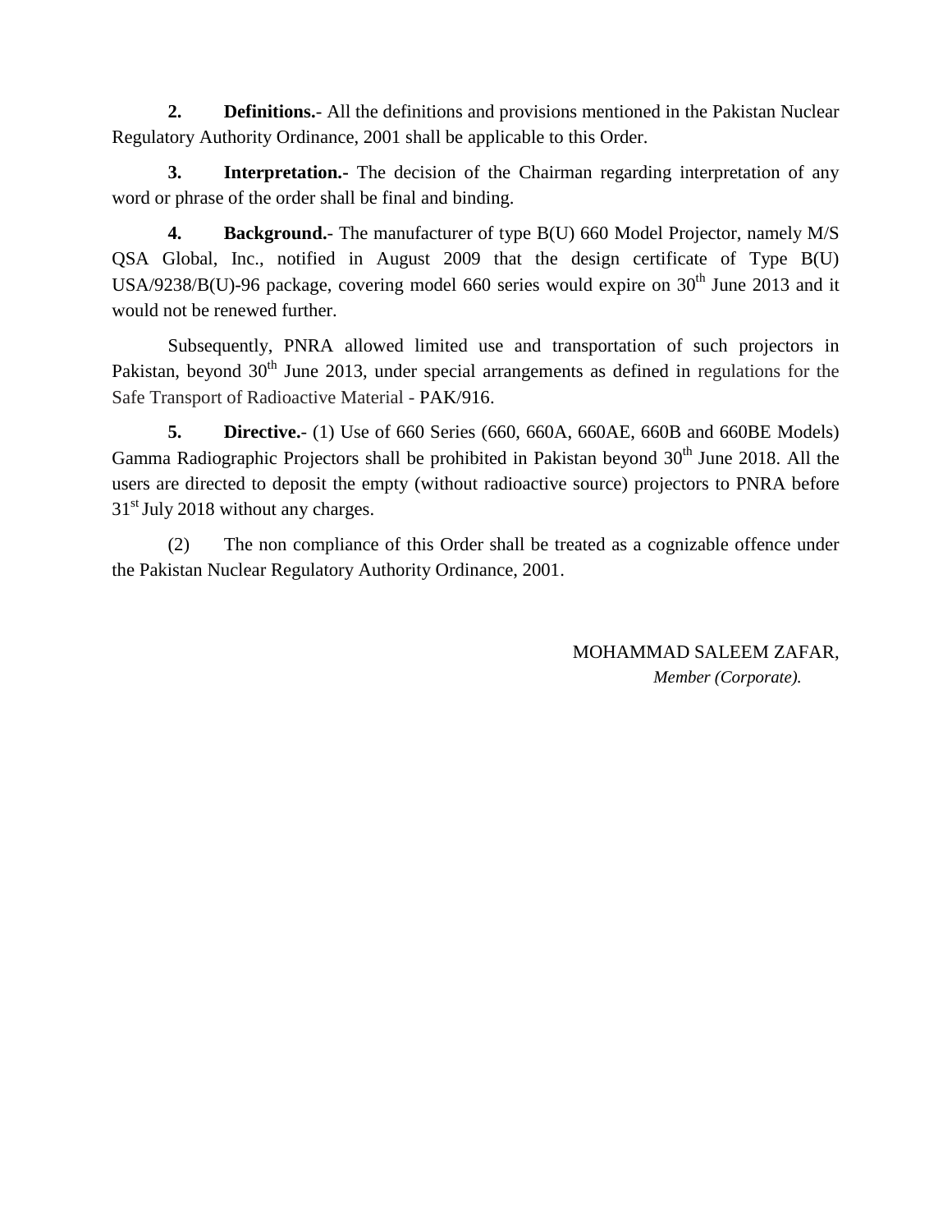**2. Definitions.**- All the definitions and provisions mentioned in the Pakistan Nuclear Regulatory Authority Ordinance, 2001 shall be applicable to this Order.

**3. Interpretation.**- The decision of the Chairman regarding interpretation of any word or phrase of the order shall be final and binding.

**4. Background.**- The manufacturer of type B(U) 660 Model Projector, namely M/S QSA Global, Inc., notified in August 2009 that the design certificate of Type B(U) USA/9238/B(U)-96 package, covering model 660 series would expire on 30th June 2013 and it would not be renewed further.

Subsequently, PNRA allowed limited use and transportation of such projectors in Pakistan, beyond 30th June 2013, under special arrangements as defined in regulations for the Safe Transport of Radioactive Material - PAK/916.

**5. Directive.**- (1) Use of 660 Series (660, 660A, 660AE, 660B and 660BE Models) Gamma Radiographic Projectors shall be prohibited in Pakistan beyond 30th June 2018. All the users are directed to deposit the empty (without radioactive source) projectors to PNRA before 31st July 2018 without any charges.

(2) The non compliance of this Order shall be treated as a cognizable offence under the Pakistan Nuclear Regulatory Authority Ordinance, 2001.

MOHAMMAD SALEEM ZAFAR,
*Member (Corporate).*